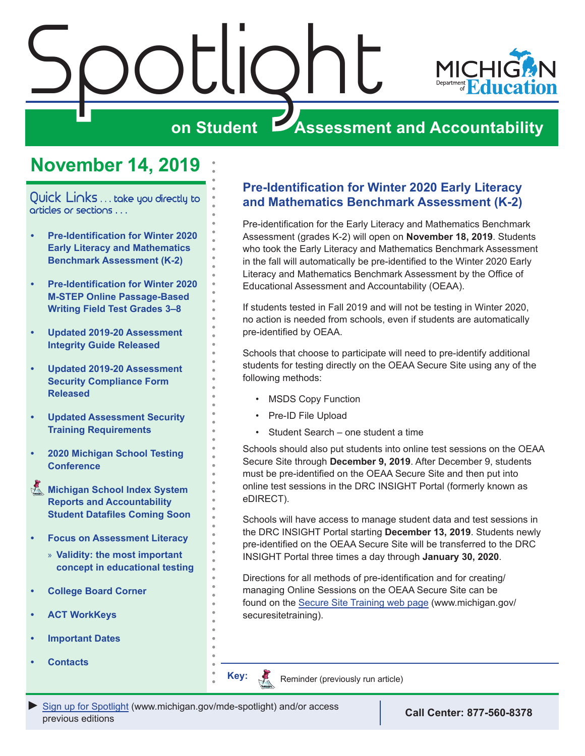# Spotlight on Student Assessment and Accountability

MICHIGAN Department of Education

## November 14, 2019

Quick Links . . . take you directly to articles or sections . . .

- Pre-Identification for Winter 2020 Early Literacy and Mathematics Benchmark Assessment (K-2)
- Pre-Identification for Winter 2020 M-STEP Online Passage-Based Writing Field Test Grades 3–8
- Updated 2019-20 Assessment Integrity Guide Released
- Updated 2019-20 Assessment Security Compliance Form Released
- Updated Assessment Security Training Requirements
- 2020 Michigan School Testing Conference
- Michigan School Index System Reports and Accountability Student Datafiles Coming Soon
- Focus on Assessment Literacy
  - » Validity: the most important concept in educational testing
- College Board Corner
- ACT WorkKeys
- Important Dates
- Contacts

## Pre-Identification for Winter 2020 Early Literacy and Mathematics Benchmark Assessment (K-2)

Pre-identification for the Early Literacy and Mathematics Benchmark Assessment (grades K-2) will open on **November 18, 2019**. Students who took the Early Literacy and Mathematics Benchmark Assessment in the fall will automatically be pre-identified to the Winter 2020 Early Literacy and Mathematics Benchmark Assessment by the Office of Educational Assessment and Accountability (OEAA).

If students tested in Fall 2019 and will not be testing in Winter 2020, no action is needed from schools, even if students are automatically pre-identified by OEAA.

Schools that choose to participate will need to pre-identify additional students for testing directly on the OEAA Secure Site using any of the following methods:

- MSDS Copy Function
- Pre-ID File Upload
- Student Search – one student a time

Schools should also put students into online test sessions on the OEAA Secure Site through **December 9, 2019**. After December 9, students must be pre-identified on the OEAA Secure Site and then put into online test sessions in the DRC INSIGHT Portal (formerly known as eDIRECT).

Schools will have access to manage student data and test sessions in the DRC INSIGHT Portal starting **December 13, 2019**. Students newly pre-identified on the OEAA Secure Site will be transferred to the DRC INSIGHT Portal three times a day through **January 30, 2020**.

Directions for all methods of pre-identification and for creating/managing Online Sessions on the OEAA Secure Site can be found on the Secure Site Training web page (www.michigan.gov/securesitetraining).

**Key:** Reminder (previously run article)

► Sign up for Spotlight (www.michigan.gov/mde-spotlight) and/or access previous editions

**Call Center: 877-560-8378**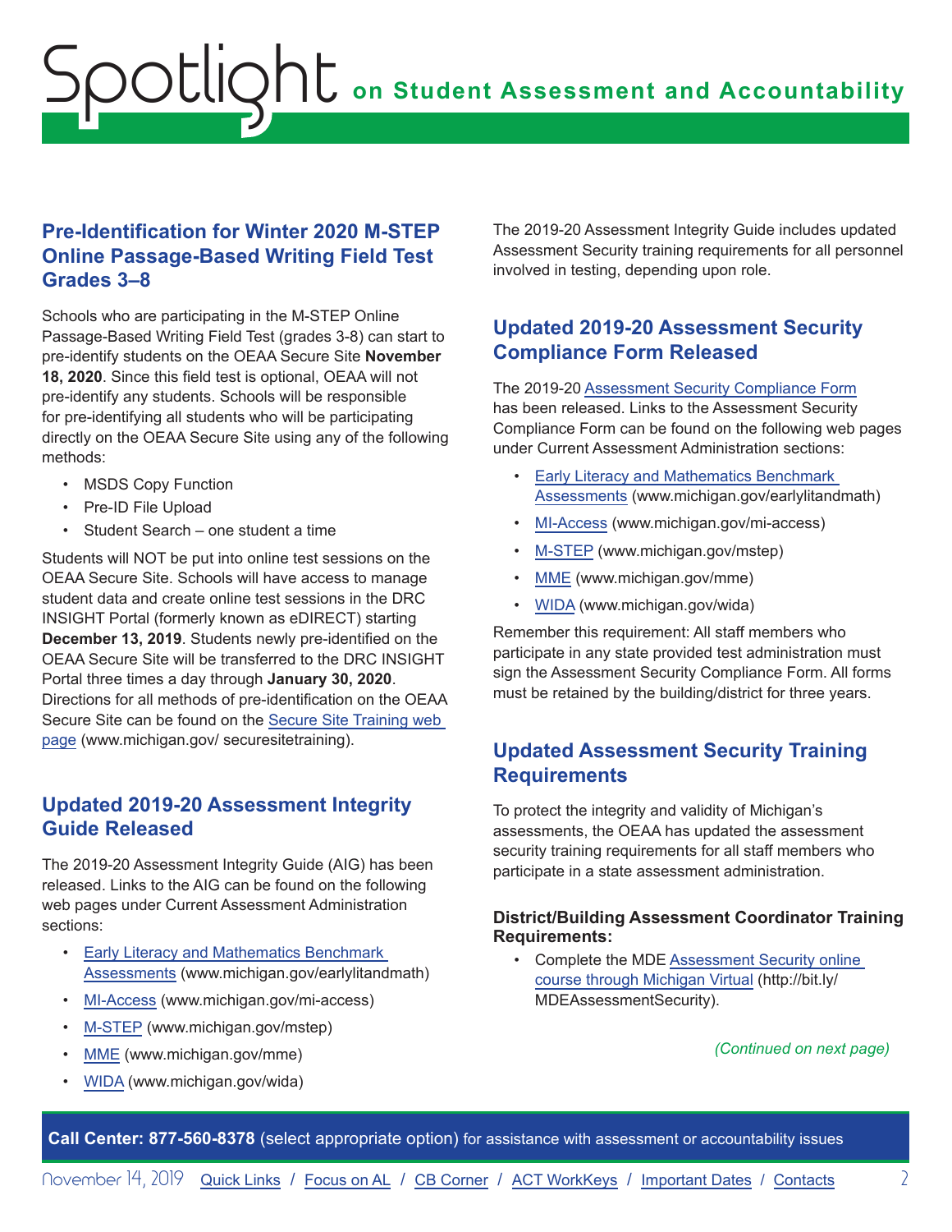## Pre-Identification for Winter 2020 M-STEP Online Passage-Based Writing Field Test Grades 3–8

Schools who are participating in the M-STEP Online Passage-Based Writing Field Test (grades 3-8) can start to pre-identify students on the OEAA Secure Site **November 18, 2020**. Since this field test is optional, OEAA will not pre-identify any students. Schools will be responsible for pre-identifying all students who will be participating directly on the OEAA Secure Site using any of the following methods:

- MSDS Copy Function
- Pre-ID File Upload
- Student Search – one student a time

Students will NOT be put into online test sessions on the OEAA Secure Site. Schools will have access to manage student data and create online test sessions in the DRC INSIGHT Portal (formerly known as eDIRECT) starting **December 13, 2019**. Students newly pre-identified on the OEAA Secure Site will be transferred to the DRC INSIGHT Portal three times a day through **January 30, 2020**. Directions for all methods of pre-identification on the OEAA Secure Site can be found on the Secure Site Training web page (www.michigan.gov/ securesitetraining).

## Updated 2019-20 Assessment Integrity Guide Released

The 2019-20 Assessment Integrity Guide (AIG) has been released. Links to the AIG can be found on the following web pages under Current Assessment Administration sections:

- Early Literacy and Mathematics Benchmark Assessments (www.michigan.gov/earlylitandmath)
- MI-Access (www.michigan.gov/mi-access)
- M-STEP (www.michigan.gov/mstep)
- MME (www.michigan.gov/mme)
- WIDA (www.michigan.gov/wida)

The 2019-20 Assessment Integrity Guide includes updated Assessment Security training requirements for all personnel involved in testing, depending upon role.

## Updated 2019-20 Assessment Security Compliance Form Released

The 2019-20 Assessment Security Compliance Form has been released. Links to the Assessment Security Compliance Form can be found on the following web pages under Current Assessment Administration sections:

- Early Literacy and Mathematics Benchmark Assessments (www.michigan.gov/earlylitandmath)
- MI-Access (www.michigan.gov/mi-access)
- M-STEP (www.michigan.gov/mstep)
- MME (www.michigan.gov/mme)
- WIDA (www.michigan.gov/wida)

Remember this requirement: All staff members who participate in any state provided test administration must sign the Assessment Security Compliance Form. All forms must be retained by the building/district for three years.

## Updated Assessment Security Training Requirements

To protect the integrity and validity of Michigan's assessments, the OEAA has updated the assessment security training requirements for all staff members who participate in a state assessment administration.

**District/Building Assessment Coordinator Training Requirements:**

- Complete the MDE Assessment Security online course through Michigan Virtual (http://bit.ly/ MDEAssessmentSecurity).

*(Continued on next page)*

**Call Center: 877-560-8378** (select appropriate option) for assistance with assessment or accountability issues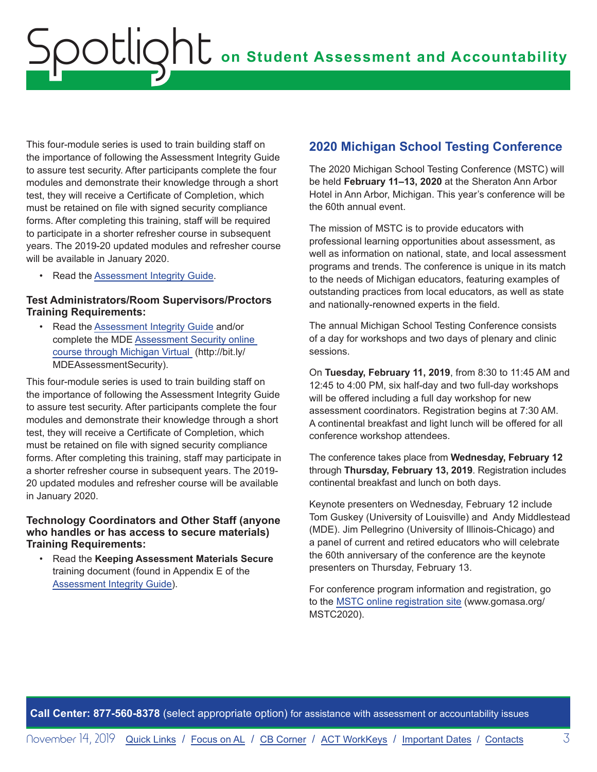This four-module series is used to train building staff on the importance of following the Assessment Integrity Guide to assure test security. After participants complete the four modules and demonstrate their knowledge through a short test, they will receive a Certificate of Completion, which must be retained on file with signed security compliance forms. After completing this training, staff will be required to participate in a shorter refresher course in subsequent years. The 2019-20 updated modules and refresher course will be available in January 2020.

- Read the Assessment Integrity Guide.

**Test Administrators/Room Supervisors/Proctors Training Requirements:**

- Read the Assessment Integrity Guide and/or complete the MDE Assessment Security online course through Michigan Virtual (http://bit.ly/MDEAssessmentSecurity).

This four-module series is used to train building staff on the importance of following the Assessment Integrity Guide to assure test security. After participants complete the four modules and demonstrate their knowledge through a short test, they will receive a Certificate of Completion, which must be retained on file with signed security compliance forms. After completing this training, staff may participate in a shorter refresher course in subsequent years. The 2019-20 updated modules and refresher course will be available in January 2020.

**Technology Coordinators and Other Staff (anyone who handles or has access to secure materials) Training Requirements:**

- Read the **Keeping Assessment Materials Secure** training document (found in Appendix E of the Assessment Integrity Guide).

## 2020 Michigan School Testing Conference

The 2020 Michigan School Testing Conference (MSTC) will be held **February 11–13, 2020** at the Sheraton Ann Arbor Hotel in Ann Arbor, Michigan. This year's conference will be the 60th annual event.

The mission of MSTC is to provide educators with professional learning opportunities about assessment, as well as information on national, state, and local assessment programs and trends. The conference is unique in its match to the needs of Michigan educators, featuring examples of outstanding practices from local educators, as well as state and nationally-renowned experts in the field.

The annual Michigan School Testing Conference consists of a day for workshops and two days of plenary and clinic sessions.

On **Tuesday, February 11, 2019**, from 8:30 to 11:45 AM and 12:45 to 4:00 PM, six half-day and two full-day workshops will be offered including a full day workshop for new assessment coordinators. Registration begins at 7:30 AM. A continental breakfast and light lunch will be offered for all conference workshop attendees.

The conference takes place from **Wednesday, February 12** through **Thursday, February 13, 2019**. Registration includes continental breakfast and lunch on both days.

Keynote presenters on Wednesday, February 12 include Tom Guskey (University of Louisville) and Andy Middlestead (MDE). Jim Pellegrino (University of Illinois-Chicago) and a panel of current and retired educators who will celebrate the 60th anniversary of the conference are the keynote presenters on Thursday, February 13.

For conference program information and registration, go to the MSTC online registration site (www.gomasa.org/MSTC2020).

**Call Center: 877-560-8378** (select appropriate option) for assistance with assessment or accountability issues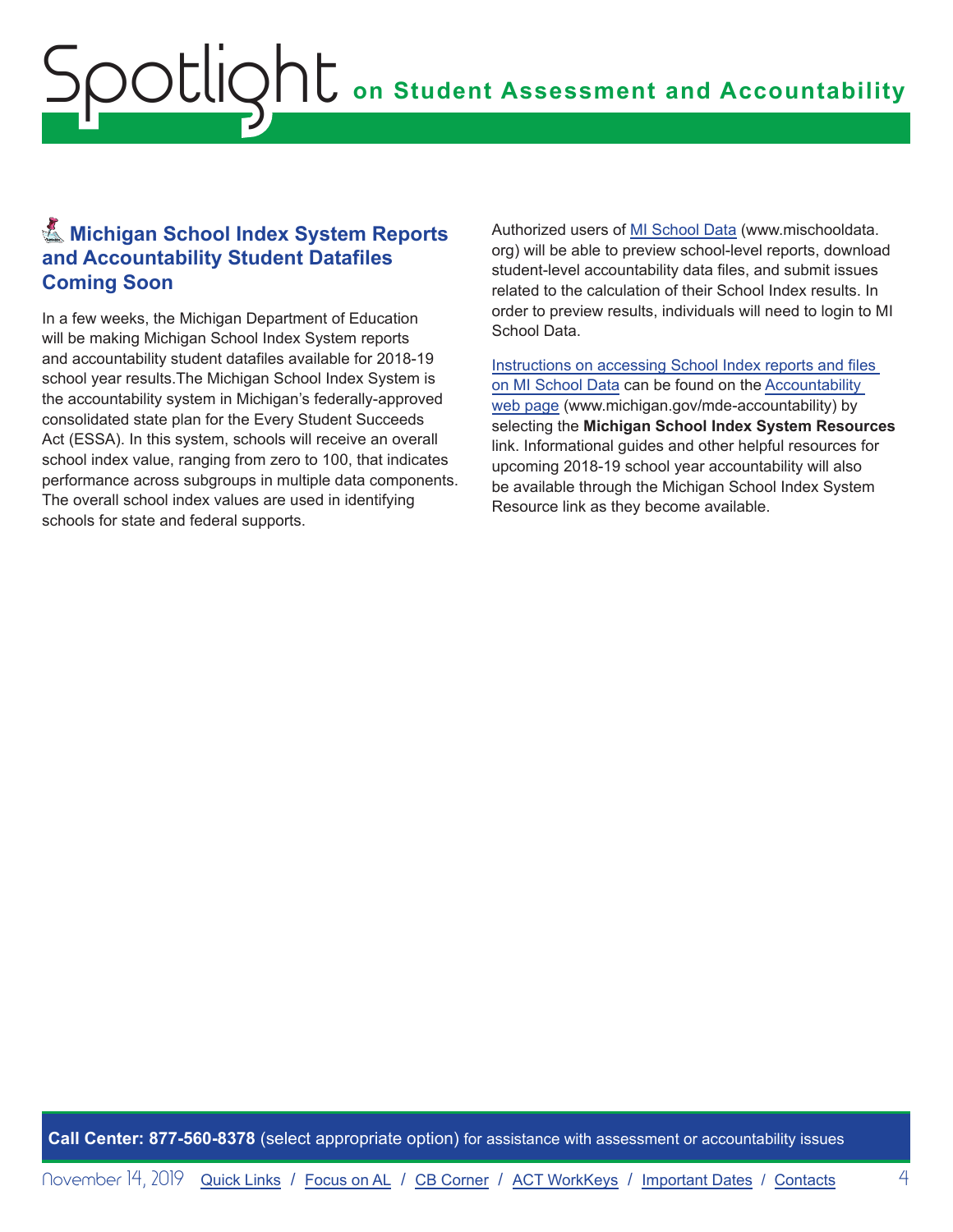## Michigan School Index System Reports and Accountability Student Datafiles Coming Soon

In a few weeks, the Michigan Department of Education will be making Michigan School Index System reports and accountability student datafiles available for 2018-19 school year results.The Michigan School Index System is the accountability system in Michigan's federally-approved consolidated state plan for the Every Student Succeeds Act (ESSA). In this system, schools will receive an overall school index value, ranging from zero to 100, that indicates performance across subgroups in multiple data components. The overall school index values are used in identifying schools for state and federal supports.

Authorized users of MI School Data (www.mischooldata.org) will be able to preview school-level reports, download student-level accountability data files, and submit issues related to the calculation of their School Index results. In order to preview results, individuals will need to login to MI School Data.

Instructions on accessing School Index reports and files on MI School Data can be found on the Accountability web page (www.michigan.gov/mde-accountability) by selecting the **Michigan School Index System Resources** link. Informational guides and other helpful resources for upcoming 2018-19 school year accountability will also be available through the Michigan School Index System Resource link as they become available.

**Call Center: 877-560-8378** (select appropriate option) for assistance with assessment or accountability issues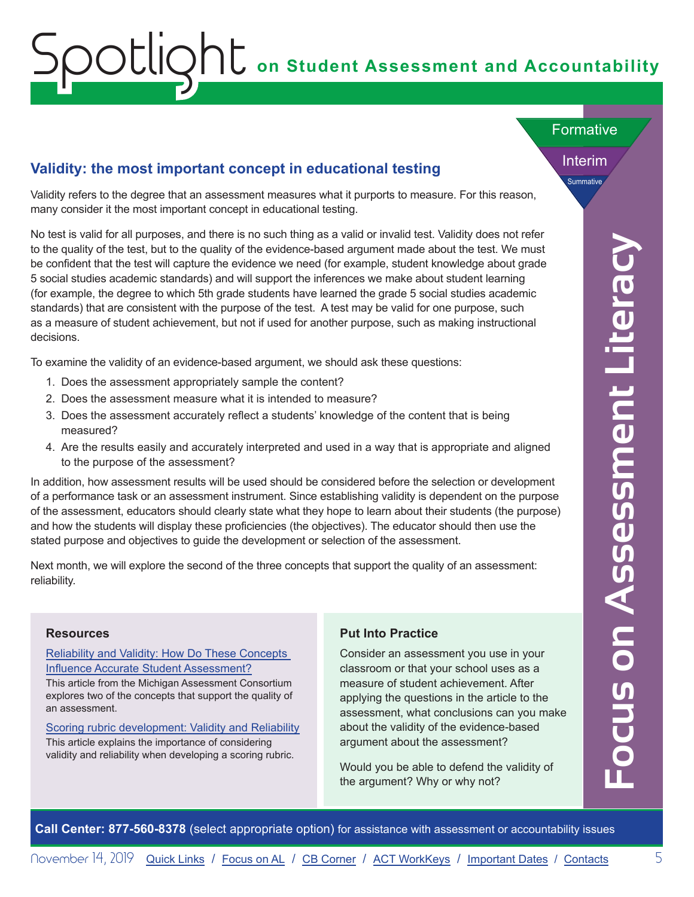## Validity: the most important concept in educational testing

Validity refers to the degree that an assessment measures what it purports to measure. For this reason, many consider it the most important concept in educational testing.

No test is valid for all purposes, and there is no such thing as a valid or invalid test. Validity does not refer to the quality of the test, but to the quality of the evidence-based argument made about the test. We must be confident that the test will capture the evidence we need (for example, student knowledge about grade 5 social studies academic standards) and will support the inferences we make about student learning (for example, the degree to which 5th grade students have learned the grade 5 social studies academic standards) that are consistent with the purpose of the test. A test may be valid for one purpose, such as a measure of student achievement, but not if used for another purpose, such as making instructional decisions.

To examine the validity of an evidence-based argument, we should ask these questions:

1. Does the assessment appropriately sample the content?
2. Does the assessment measure what it is intended to measure?
3. Does the assessment accurately reflect a students' knowledge of the content that is being measured?
4. Are the results easily and accurately interpreted and used in a way that is appropriate and aligned to the purpose of the assessment?

In addition, how assessment results will be used should be considered before the selection or development of a performance task or an assessment instrument. Since establishing validity is dependent on the purpose of the assessment, educators should clearly state what they hope to learn about their students (the purpose) and how the students will display these proficiencies (the objectives). The educator should then use the stated purpose and objectives to guide the development or selection of the assessment.

Next month, we will explore the second of the three concepts that support the quality of an assessment: reliability.

### Resources

Reliability and Validity: How Do These Concepts Influence Accurate Student Assessment?
This article from the Michigan Assessment Consortium explores two of the concepts that support the quality of an assessment.

Scoring rubric development: Validity and Reliability
This article explains the importance of considering validity and reliability when developing a scoring rubric.

### Put Into Practice

Consider an assessment you use in your classroom or that your school uses as a measure of student achievement. After applying the questions in the article to the assessment, what conclusions can you make about the validity of the evidence-based argument about the assessment?

Would you be able to defend the validity of the argument? Why or why not?

**Call Center: 877-560-8378** (select appropriate option) for assistance with assessment or accountability issues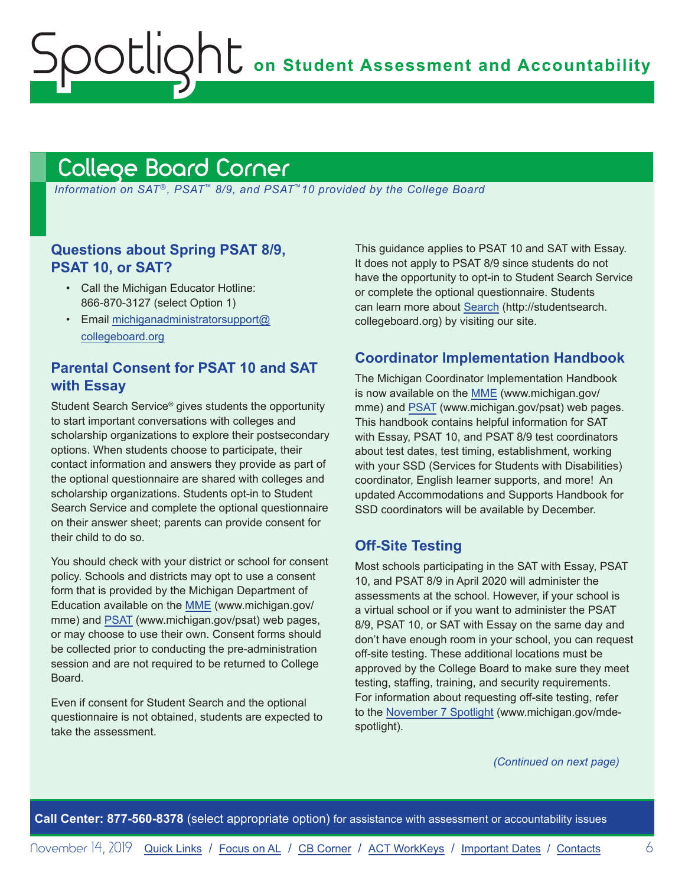# College Board Corner

*Information on SAT®, PSAT™ 8/9, and PSAT™10 provided by the College Board*

### Questions about Spring PSAT 8/9, PSAT 10, or SAT?

- Call the Michigan Educator Hotline: 866-870-3127 (select Option 1)
- Email michiganadministratorsupport@collegeboard.org

### Parental Consent for PSAT 10 and SAT with Essay

Student Search Service® gives students the opportunity to start important conversations with colleges and scholarship organizations to explore their postsecondary options. When students choose to participate, their contact information and answers they provide as part of the optional questionnaire are shared with colleges and scholarship organizations. Students opt-in to Student Search Service and complete the optional questionnaire on their answer sheet; parents can provide consent for their child to do so.

You should check with your district or school for consent policy. Schools and districts may opt to use a consent form that is provided by the Michigan Department of Education available on the MME (www.michigan.gov/mme) and PSAT (www.michigan.gov/psat) web pages, or may choose to use their own. Consent forms should be collected prior to conducting the pre-administration session and are not required to be returned to College Board.

Even if consent for Student Search and the optional questionnaire is not obtained, students are expected to take the assessment.

This guidance applies to PSAT 10 and SAT with Essay. It does not apply to PSAT 8/9 since students do not have the opportunity to opt-in to Student Search Service or complete the optional questionnaire. Students can learn more about Search (http://studentsearch.collegeboard.org) by visiting our site.

### Coordinator Implementation Handbook

The Michigan Coordinator Implementation Handbook is now available on the MME (www.michigan.gov/mme) and PSAT (www.michigan.gov/psat) web pages. This handbook contains helpful information for SAT with Essay, PSAT 10, and PSAT 8/9 test coordinators about test dates, test timing, establishment, working with your SSD (Services for Students with Disabilities) coordinator, English learner supports, and more! An updated Accommodations and Supports Handbook for SSD coordinators will be available by December.

### Off-Site Testing

Most schools participating in the SAT with Essay, PSAT 10, and PSAT 8/9 in April 2020 will administer the assessments at the school. However, if your school is a virtual school or if you want to administer the PSAT 8/9, PSAT 10, or SAT with Essay on the same day and don't have enough room in your school, you can request off-site testing. These additional locations must be approved by the College Board to make sure they meet testing, staffing, training, and security requirements. For information about requesting off-site testing, refer to the November 7 Spotlight (www.michigan.gov/mde-spotlight).

*(Continued on next page)*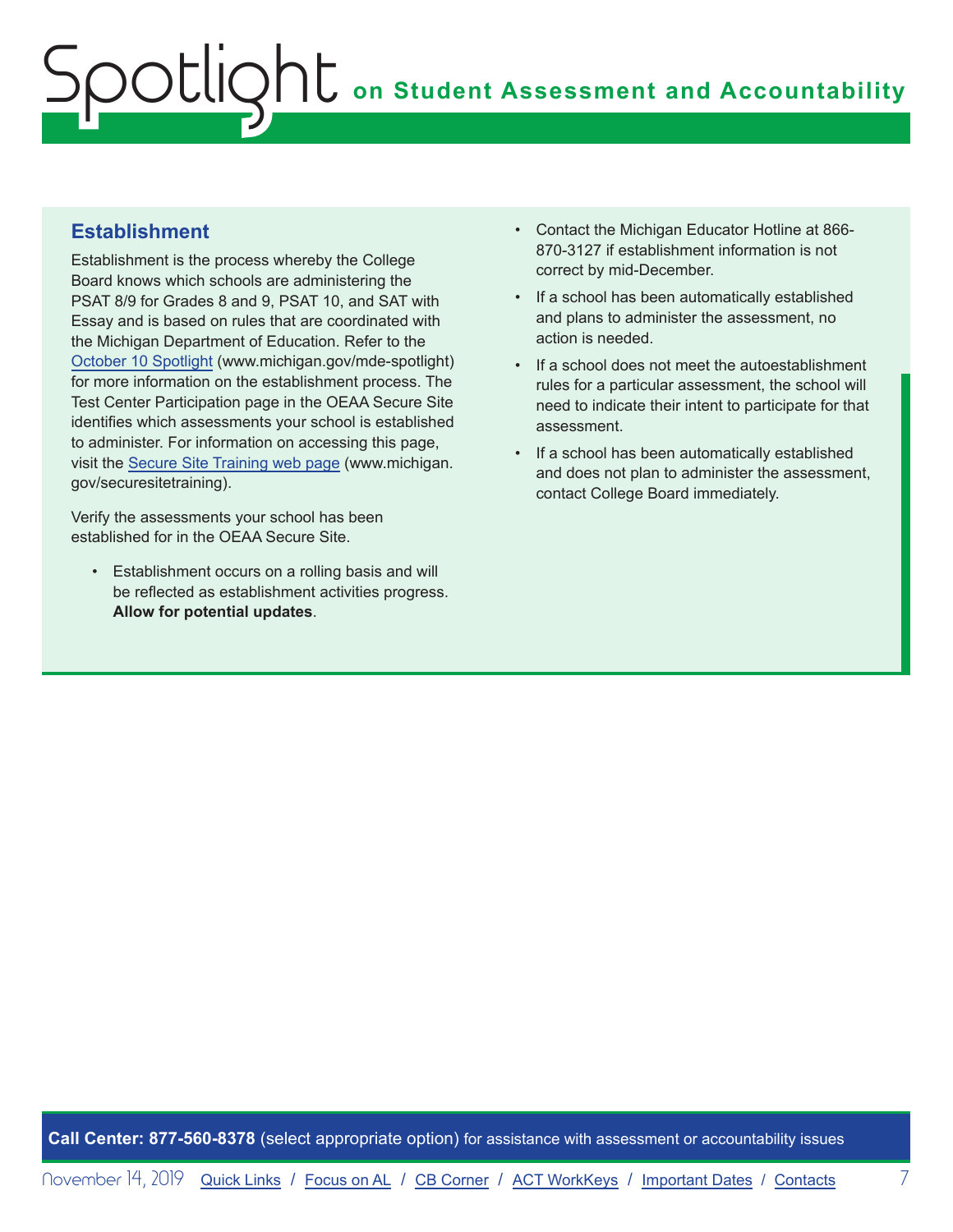## Establishment

Establishment is the process whereby the College Board knows which schools are administering the PSAT 8/9 for Grades 8 and 9, PSAT 10, and SAT with Essay and is based on rules that are coordinated with the Michigan Department of Education. Refer to the October 10 Spotlight (www.michigan.gov/mde-spotlight) for more information on the establishment process. The Test Center Participation page in the OEAA Secure Site identifies which assessments your school is established to administer. For information on accessing this page, visit the Secure Site Training web page (www.michigan.gov/securesitetraining).

Verify the assessments your school has been established for in the OEAA Secure Site.

- Establishment occurs on a rolling basis and will be reflected as establishment activities progress. **Allow for potential updates**.
- Contact the Michigan Educator Hotline at 866-870-3127 if establishment information is not correct by mid-December.
- If a school has been automatically established and plans to administer the assessment, no action is needed.
- If a school does not meet the autoestablishment rules for a particular assessment, the school will need to indicate their intent to participate for that assessment.
- If a school has been automatically established and does not plan to administer the assessment, contact College Board immediately.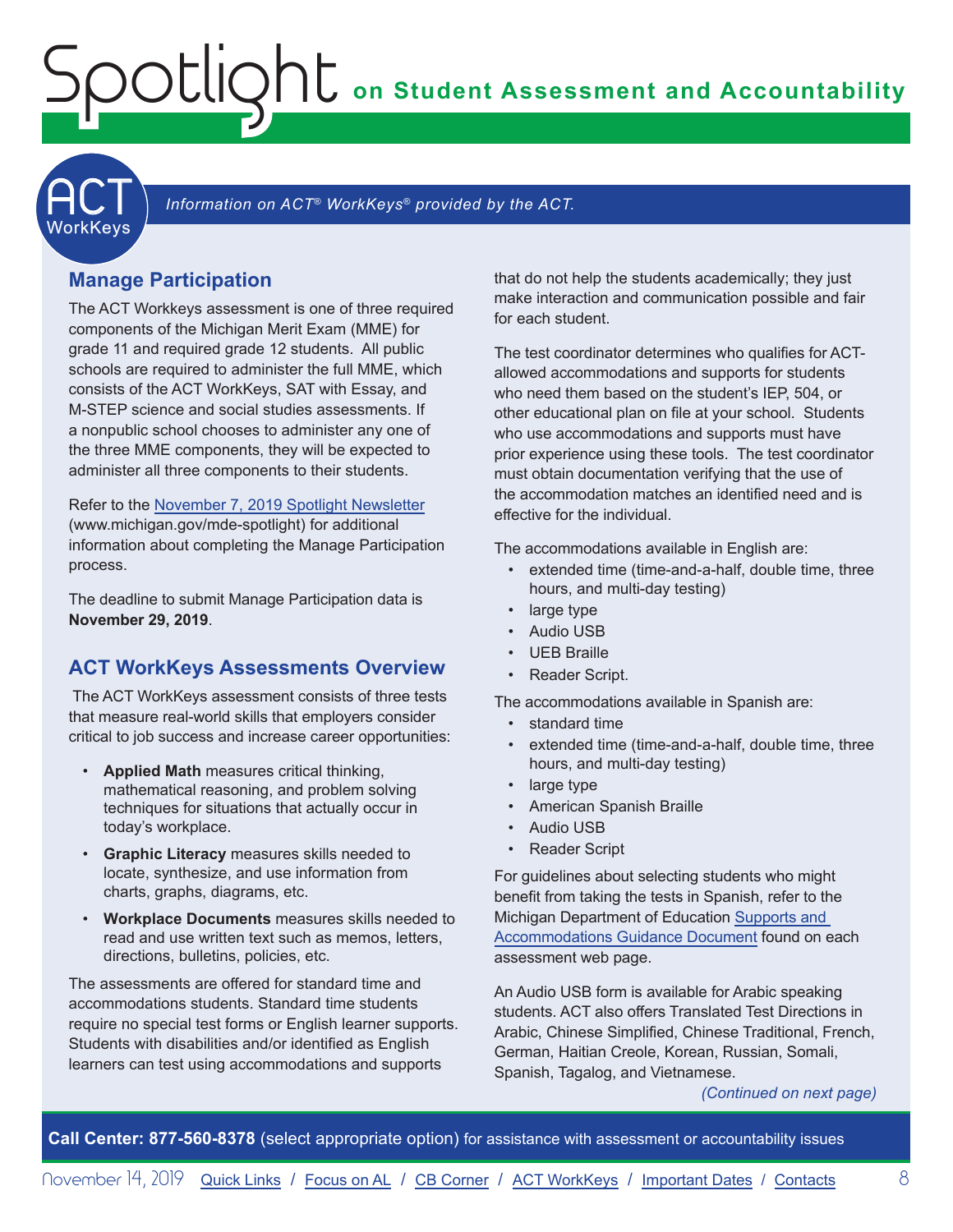*Information on ACT® WorkKeys® provided by the ACT.*

## Manage Participation

The ACT Workkeys assessment is one of three required components of the Michigan Merit Exam (MME) for grade 11 and required grade 12 students. All public schools are required to administer the full MME, which consists of the ACT WorkKeys, SAT with Essay, and M-STEP science and social studies assessments. If a nonpublic school chooses to administer any one of the three MME components, they will be expected to administer all three components to their students.

Refer to the November 7, 2019 Spotlight Newsletter (www.michigan.gov/mde-spotlight) for additional information about completing the Manage Participation process.

The deadline to submit Manage Participation data is **November 29, 2019**.

## ACT WorkKeys Assessments Overview

The ACT WorkKeys assessment consists of three tests that measure real-world skills that employers consider critical to job success and increase career opportunities:

- **Applied Math** measures critical thinking, mathematical reasoning, and problem solving techniques for situations that actually occur in today's workplace.
- **Graphic Literacy** measures skills needed to locate, synthesize, and use information from charts, graphs, diagrams, etc.
- **Workplace Documents** measures skills needed to read and use written text such as memos, letters, directions, bulletins, policies, etc.

The assessments are offered for standard time and accommodations students. Standard time students require no special test forms or English learner supports. Students with disabilities and/or identified as English learners can test using accommodations and supports that do not help the students academically; they just make interaction and communication possible and fair for each student.

The test coordinator determines who qualifies for ACT-allowed accommodations and supports for students who need them based on the student's IEP, 504, or other educational plan on file at your school. Students who use accommodations and supports must have prior experience using these tools. The test coordinator must obtain documentation verifying that the use of the accommodation matches an identified need and is effective for the individual.

The accommodations available in English are:

- extended time (time-and-a-half, double time, three hours, and multi-day testing)
- large type
- Audio USB
- UEB Braille
- Reader Script.

The accommodations available in Spanish are:

- standard time
- extended time (time-and-a-half, double time, three hours, and multi-day testing)
- large type
- American Spanish Braille
- Audio USB
- Reader Script

For guidelines about selecting students who might benefit from taking the tests in Spanish, refer to the Michigan Department of Education Supports and Accommodations Guidance Document found on each assessment web page.

An Audio USB form is available for Arabic speaking students. ACT also offers Translated Test Directions in Arabic, Chinese Simplified, Chinese Traditional, French, German, Haitian Creole, Korean, Russian, Somali, Spanish, Tagalog, and Vietnamese.

*(Continued on next page)*

**Call Center: 877-560-8378** (select appropriate option) for assistance with assessment or accountability issues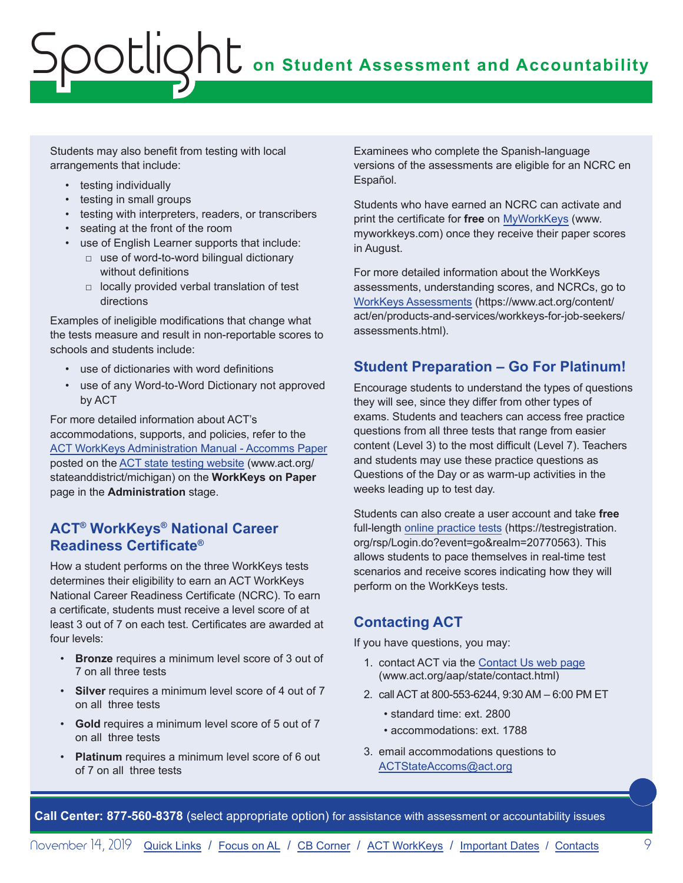Students may also benefit from testing with local arrangements that include:

- testing individually
- testing in small groups
- testing with interpreters, readers, or transcribers
- seating at the front of the room
- use of English Learner supports that include:
  - use of word-to-word bilingual dictionary without definitions
  - locally provided verbal translation of test directions

Examples of ineligible modifications that change what the tests measure and result in non-reportable scores to schools and students include:

- use of dictionaries with word definitions
- use of any Word-to-Word Dictionary not approved by ACT

For more detailed information about ACT's accommodations, supports, and policies, refer to the ACT WorkKeys Administration Manual - Accomms Paper posted on the ACT state testing website (www.act.org/stateanddistrict/michigan) on the **WorkKeys on Paper** page in the **Administration** stage.

## ACT® WorkKeys® National Career Readiness Certificate®

How a student performs on the three WorkKeys tests determines their eligibility to earn an ACT WorkKeys National Career Readiness Certificate (NCRC). To earn a certificate, students must receive a level score of at least 3 out of 7 on each test. Certificates are awarded at four levels:

- **Bronze** requires a minimum level score of 3 out of 7 on all three tests
- **Silver** requires a minimum level score of 4 out of 7 on all three tests
- **Gold** requires a minimum level score of 5 out of 7 on all three tests
- **Platinum** requires a minimum level score of 6 out of 7 on all three tests

Examinees who complete the Spanish-language versions of the assessments are eligible for an NCRC en Español.

Students who have earned an NCRC can activate and print the certificate for **free** on MyWorkKeys (www.myworkkeys.com) once they receive their paper scores in August.

For more detailed information about the WorkKeys assessments, understanding scores, and NCRCs, go to WorkKeys Assessments (https://www.act.org/content/act/en/products-and-services/workkeys-for-job-seekers/assessments.html).

## Student Preparation – Go For Platinum!

Encourage students to understand the types of questions they will see, since they differ from other types of exams. Students and teachers can access free practice questions from all three tests that range from easier content (Level 3) to the most difficult (Level 7). Teachers and students may use these practice questions as Questions of the Day or as warm-up activities in the weeks leading up to test day.

Students can also create a user account and take **free** full-length online practice tests (https://testregistration.org/rsp/Login.do?event=go&realm=20770563). This allows students to pace themselves in real-time test scenarios and receive scores indicating how they will perform on the WorkKeys tests.

## Contacting ACT

If you have questions, you may:

1. contact ACT via the Contact Us web page (www.act.org/aap/state/contact.html)
2. call ACT at 800-553-6244, 9:30 AM – 6:00 PM ET
   - standard time: ext. 2800
   - accommodations: ext. 1788
3. email accommodations questions to ACTStateAccoms@act.org

**Call Center: 877-560-8378** (select appropriate option) for assistance with assessment or accountability issues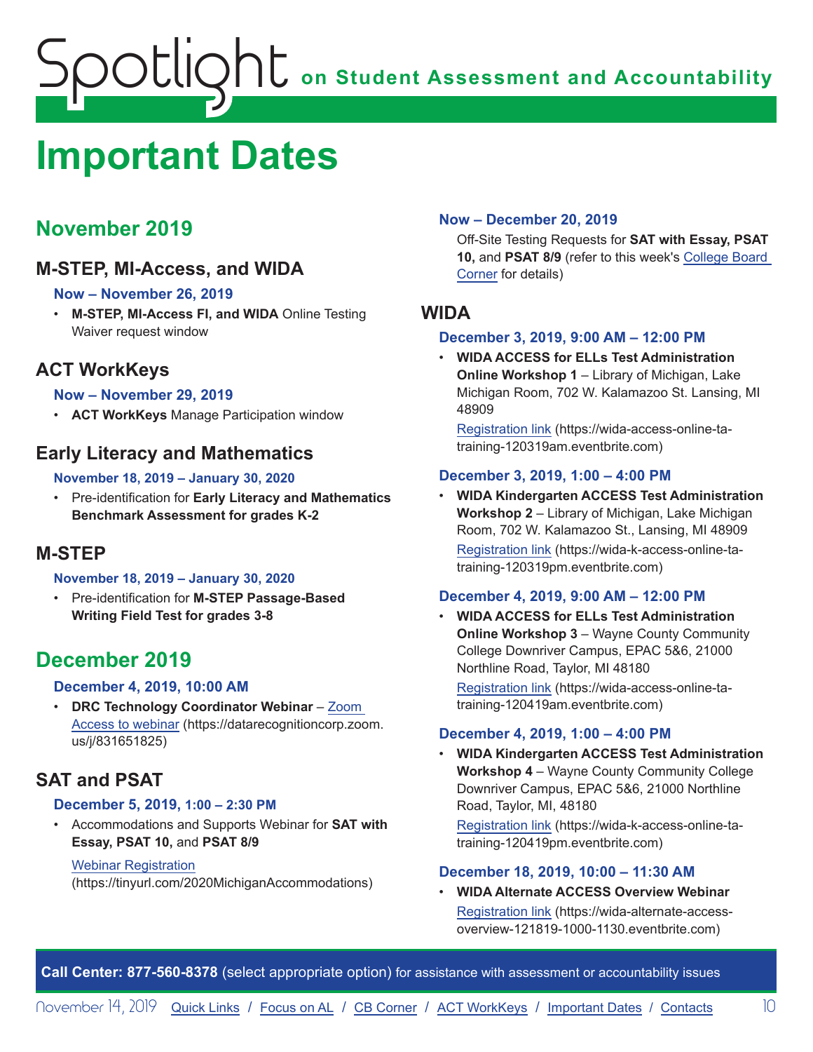# Important Dates

## November 2019

### M-STEP, MI-Access, and WIDA

#### Now – November 26, 2019

- **M-STEP, MI-Access FI, and WIDA** Online Testing Waiver request window

### ACT WorkKeys

#### Now – November 29, 2019

- **ACT WorkKeys** Manage Participation window

### Early Literacy and Mathematics

#### November 18, 2019 – January 30, 2020

- Pre-identification for **Early Literacy and Mathematics Benchmark Assessment for grades K-2**

### M-STEP

#### November 18, 2019 – January 30, 2020

- Pre-identification for **M-STEP Passage-Based Writing Field Test for grades 3-8**

## December 2019

#### December 4, 2019, 10:00 AM

- **DRC Technology Coordinator Webinar** – Zoom Access to webinar (https://datarecognitioncorp.zoom.us/j/831651825)

### SAT and PSAT

#### December 5, 2019, 1:00 – 2:30 PM

- Accommodations and Supports Webinar for **SAT with Essay, PSAT 10,** and **PSAT 8/9**

  Webinar Registration (https://tinyurl.com/2020MichiganAccommodations)

#### Now – December 20, 2019

Off-Site Testing Requests for **SAT with Essay, PSAT 10,** and **PSAT 8/9** (refer to this week's College Board Corner for details)

### WIDA

#### December 3, 2019, 9:00 AM – 12:00 PM

- **WIDA ACCESS for ELLs Test Administration Online Workshop 1** – Library of Michigan, Lake Michigan Room, 702 W. Kalamazoo St. Lansing, MI 48909

  Registration link (https://wida-access-online-ta-training-120319am.eventbrite.com)

#### December 3, 2019, 1:00 – 4:00 PM

- **WIDA Kindergarten ACCESS Test Administration Workshop 2** – Library of Michigan, Lake Michigan Room, 702 W. Kalamazoo St., Lansing, MI 48909

  Registration link (https://wida-k-access-online-ta-training-120319pm.eventbrite.com)

#### December 4, 2019, 9:00 AM – 12:00 PM

- **WIDA ACCESS for ELLs Test Administration Online Workshop 3** – Wayne County Community College Downriver Campus, EPAC 5&6, 21000 Northline Road, Taylor, MI 48180

  Registration link (https://wida-access-online-ta-training-120419am.eventbrite.com)

#### December 4, 2019, 1:00 – 4:00 PM

- **WIDA Kindergarten ACCESS Test Administration Workshop 4** – Wayne County Community College Downriver Campus, EPAC 5&6, 21000 Northline Road, Taylor, MI, 48180

  Registration link (https://wida-k-access-online-ta-training-120419pm.eventbrite.com)

#### December 18, 2019, 10:00 – 11:30 AM

- **WIDA Alternate ACCESS Overview Webinar**

  Registration link (https://wida-alternate-access-overview-121819-1000-1130.eventbrite.com)

**Call Center: 877-560-8378** (select appropriate option) for assistance with assessment or accountability issues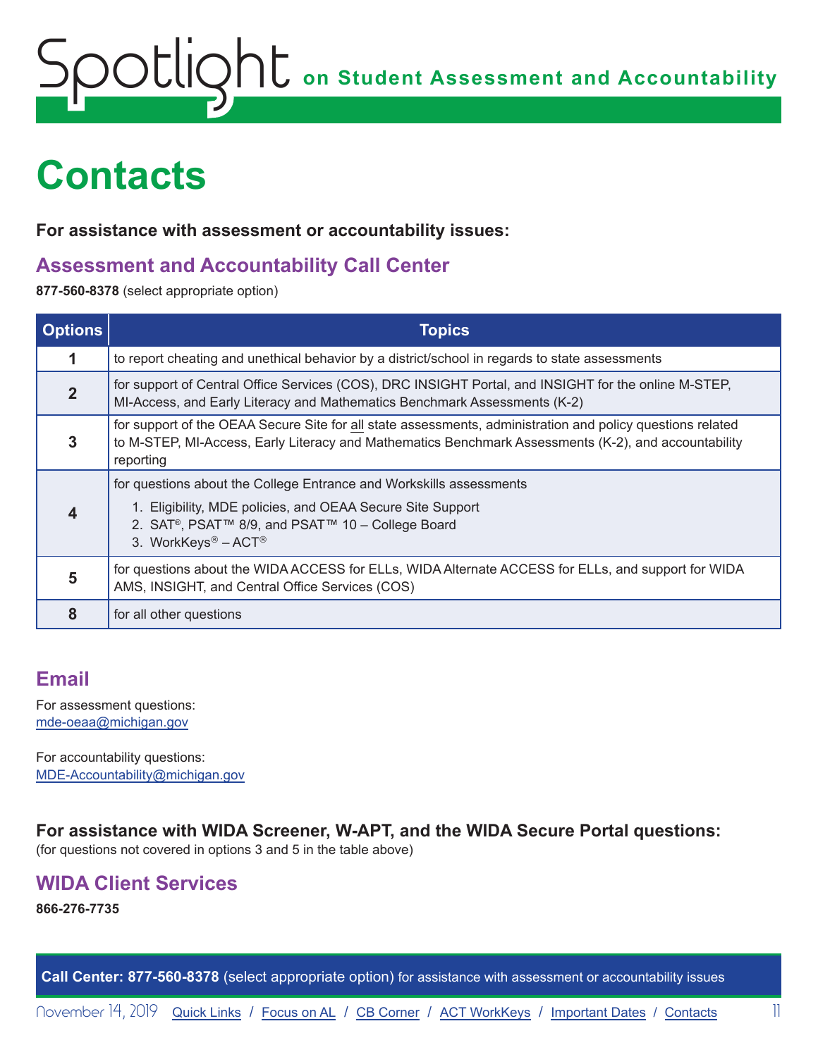# Contacts

**For assistance with assessment or accountability issues:**

## Assessment and Accountability Call Center

**877-560-8378** (select appropriate option)

| Options | Topics |
|---|---|
| **1** | to report cheating and unethical behavior by a district/school in regards to state assessments |
| **2** | for support of Central Office Services (COS), DRC INSIGHT Portal, and INSIGHT for the online M-STEP, MI-Access, and Early Literacy and Mathematics Benchmark Assessments (K-2) |
| **3** | for support of the OEAA Secure Site for all state assessments, administration and policy questions related to M-STEP, MI-Access, Early Literacy and Mathematics Benchmark Assessments (K-2), and accountability reporting |
| **4** | for questions about the College Entrance and Workskills assessments<br>1. Eligibility, MDE policies, and OEAA Secure Site Support<br>2. SAT®, PSAT™ 8/9, and PSAT™ 10 – College Board<br>3. WorkKeys® – ACT® |
| **5** | for questions about the WIDA ACCESS for ELLs, WIDA Alternate ACCESS for ELLs, and support for WIDA AMS, INSIGHT, and Central Office Services (COS) |
| **8** | for all other questions |

## Email

For assessment questions:
mde-oeaa@michigan.gov

For accountability questions:
MDE-Accountability@michigan.gov

**For assistance with WIDA Screener, W-APT, and the WIDA Secure Portal questions:**
(for questions not covered in options 3 and 5 in the table above)

## WIDA Client Services

**866-276-7735**

**Call Center: 877-560-8378** (select appropriate option) for assistance with assessment or accountability issues